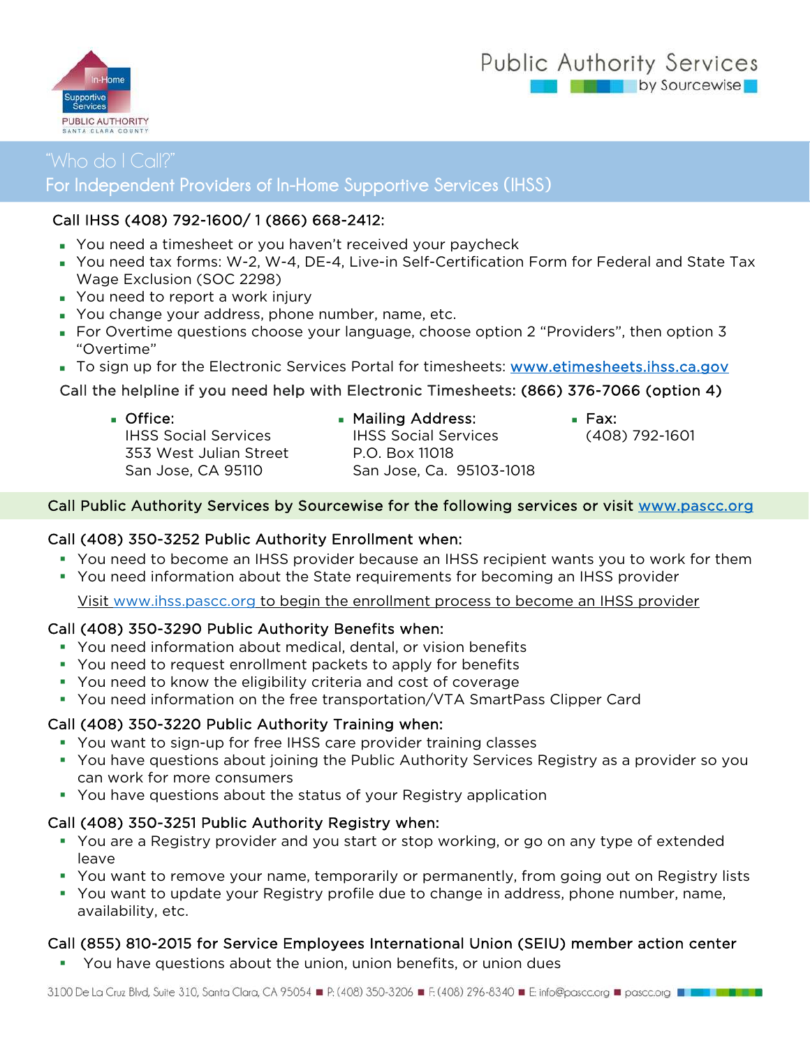In-Home Supportive Services PUBLIC AUTHORITY SANTA CLARA COUNTY

Public Authority Services by Sourcewise

# "Who do I Call?"

## For Independent Providers of In-Home Supportive Services (IHSS)

**Call IHSS (408) 792-1600/ 1 (866) 668-2412:**

- You need a timesheet or you haven't received your paycheck
- You need tax forms: W-2, W-4, DE-4, Live-in Self-Certification Form for Federal and State Tax Wage Exclusion (SOC 2298)
- You need to report a work injury
- You change your address, phone number, name, etc.
- For Overtime questions choose your language, choose option 2 "Providers", then option 3 "Overtime"
- To sign up for the Electronic Services Portal for timesheets: [www.etimesheets.ihss.ca.gov](http://www.etimesheets.ihss.ca.gov)

Call the helpline if you need help with Electronic Timesheets: (866) 376-7066 (option 4)

- **Office:**
  IHSS Social Services
  353 West Julian Street
  San Jose, CA 95110
- **Mailing Address:**
  IHSS Social Services
  P.O. Box 11018
  San Jose, Ca. 95103-1018
- **Fax:**
  (408) 792-1601

**Call Public Authority Services by Sourcewise for the following services or visit [www.pascc.org](http://www.pascc.org)**

**Call (408) 350-3252 Public Authority Enrollment when:**

- You need to become an IHSS provider because an IHSS recipient wants you to work for them
- You need information about the State requirements for becoming an IHSS provider

Visit [www.ihss.pascc.org](http://www.ihss.pascc.org) to begin the enrollment process to become an IHSS provider

**Call (408) 350-3290 Public Authority Benefits when:**

- You need information about medical, dental, or vision benefits
- You need to request enrollment packets to apply for benefits
- You need to know the eligibility criteria and cost of coverage
- You need information on the free transportation/VTA SmartPass Clipper Card

**Call (408) 350-3220 Public Authority Training when:**

- You want to sign-up for free IHSS care provider training classes
- You have questions about joining the Public Authority Services Registry as a provider so you can work for more consumers
- You have questions about the status of your Registry application

**Call (408) 350-3251 Public Authority Registry when:**

- You are a Registry provider and you start or stop working, or go on any type of extended leave
- You want to remove your name, temporarily or permanently, from going out on Registry lists
- You want to update your Registry profile due to change in address, phone number, name, availability, etc.

**Call (855) 810-2015 for Service Employees International Union (SEIU) member action center**

- You have questions about the union, union benefits, or union dues

3100 De La Cruz Blvd, Suite 310, Santa Clara, CA 95054 ■ P: (408) 350-3206 ■ F: (408) 296-8340 ■ E: info@pascc.org ■ pascc.org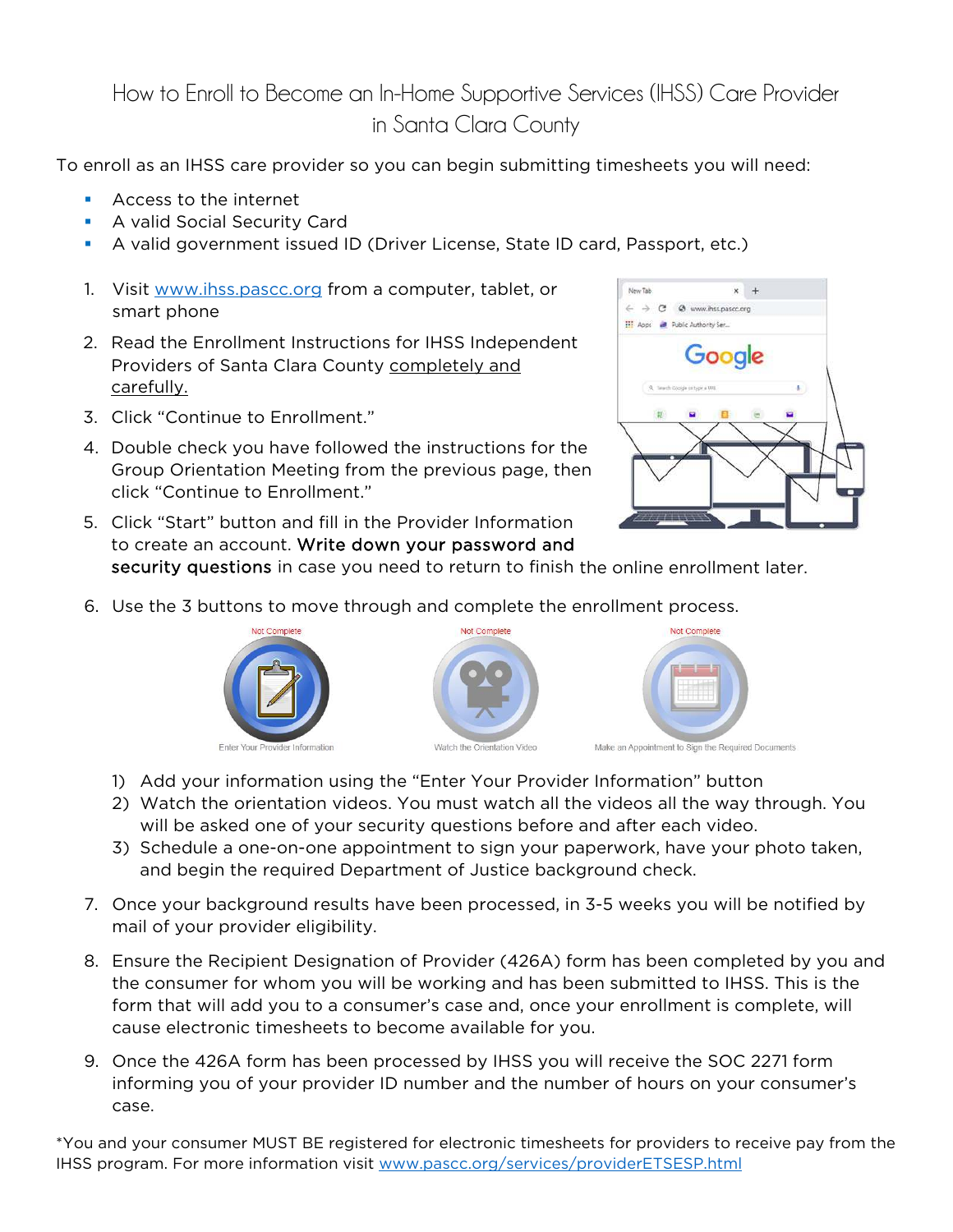# How to Enroll to Become an In-Home Supportive Services (IHSS) Care Provider in Santa Clara County

To enroll as an IHSS care provider so you can begin submitting timesheets you will need:

- Access to the internet
- A valid Social Security Card
- A valid government issued ID (Driver License, State ID card, Passport, etc.)

1. Visit www.ihss.pascc.org from a computer, tablet, or smart phone
2. Read the Enrollment Instructions for IHSS Independent Providers of Santa Clara County completely and carefully.
3. Click "Continue to Enrollment."
4. Double check you have followed the instructions for the Group Orientation Meeting from the previous page, then click "Continue to Enrollment."
5. Click "Start" button and fill in the Provider Information to create an account. **Write down your password and security questions** in case you need to return to finish the online enrollment later.
6. Use the 3 buttons to move through and complete the enrollment process.

   Not Complete — Enter Your Provider Information
   Not Complete — Watch the Orientation Video
   Not Complete — Make an Appointment to Sign the Required Documents

   1) Add your information using the "Enter Your Provider Information" button
   2) Watch the orientation videos. You must watch all the videos all the way through. You will be asked one of your security questions before and after each video.
   3) Schedule a one-on-one appointment to sign your paperwork, have your photo taken, and begin the required Department of Justice background check.

7. Once your background results have been processed, in 3-5 weeks you will be notified by mail of your provider eligibility.
8. Ensure the Recipient Designation of Provider (426A) form has been completed by you and the consumer for whom you will be working and has been submitted to IHSS. This is the form that will add you to a consumer's case and, once your enrollment is complete, will cause electronic timesheets to become available for you.
9. Once the 426A form has been processed by IHSS you will receive the SOC 2271 form informing you of your provider ID number and the number of hours on your consumer's case.

*You and your consumer MUST BE registered for electronic timesheets for providers to receive pay from the IHSS program. For more information visit www.pascc.org/services/providerETSESP.html